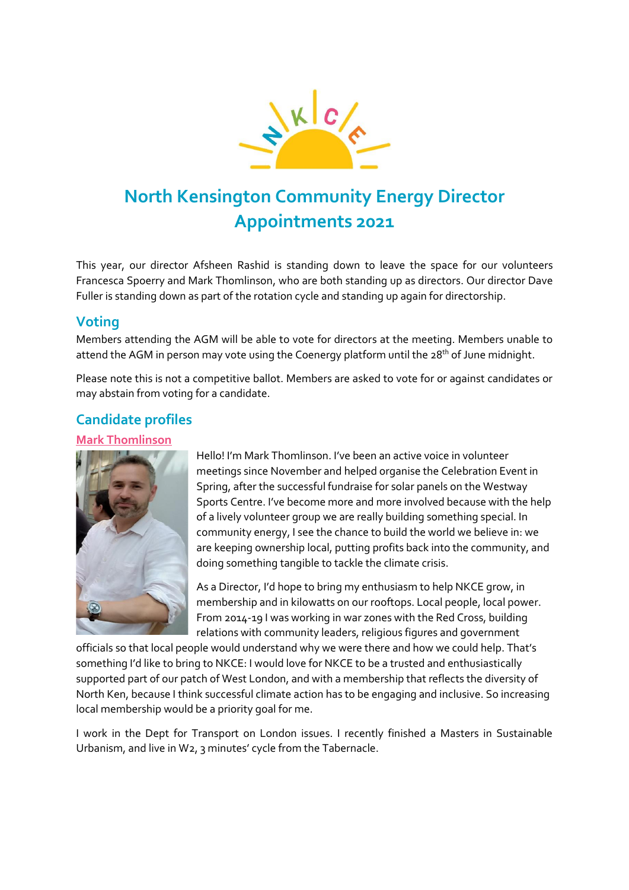# North Kensington Community Energy Director Appointments 2021

This year, our director Afsheen Rashid is standing down to leave the space for our volunteers Francesca Spoerry and Mark Thomlinson, who are both standing up as directors. Our director Dave Fuller is standing down as part of the rotation cycle and standing up again for directorship.

## Voting

Members attending the AGM will be able to vote for directors at the meeting. Members unable to attend the AGM in person may vote using the Coenergy platform until the 28th of June midnight.

Please note this is not a competitive ballot. Members are asked to vote for or against candidates or may abstain from voting for a candidate.

## Candidate profiles

### Mark Thomlinson

Hello! I'm Mark Thomlinson. I've been an active voice in volunteer meetings since November and helped organise the Celebration Event in Spring, after the successful fundraise for solar panels on the Westway Sports Centre. I've become more and more involved because with the help of a lively volunteer group we are really building something special. In community energy, I see the chance to build the world we believe in: we are keeping ownership local, putting profits back into the community, and doing something tangible to tackle the climate crisis.

As a Director, I'd hope to bring my enthusiasm to help NKCE grow, in membership and in kilowatts on our rooftops. Local people, local power. From 2014-19 I was working in war zones with the Red Cross, building relations with community leaders, religious figures and government officials so that local people would understand why we were there and how we could help. That's something I'd like to bring to NKCE: I would love for NKCE to be a trusted and enthusiastically supported part of our patch of West London, and with a membership that reflects the diversity of North Ken, because I think successful climate action has to be engaging and inclusive. So increasing local membership would be a priority goal for me.

I work in the Dept for Transport on London issues. I recently finished a Masters in Sustainable Urbanism, and live in W2, 3 minutes' cycle from the Tabernacle.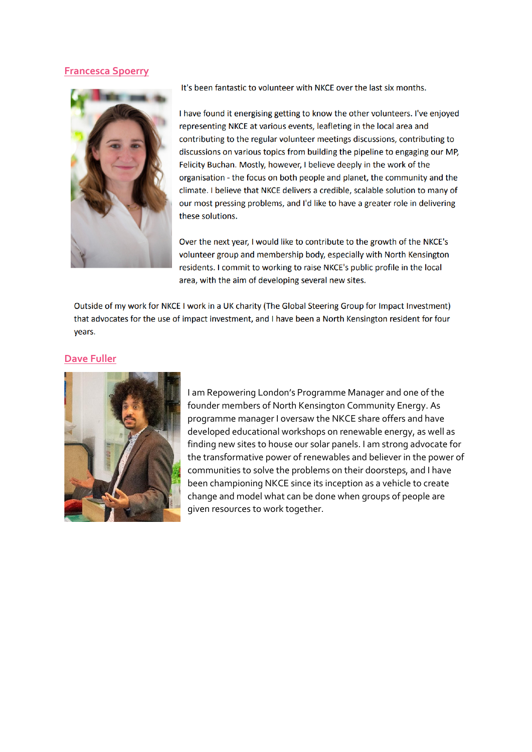## Francesca Spoerry

It's been fantastic to volunteer with NKCE over the last six months.

I have found it energising getting to know the other volunteers. I've enjoyed representing NKCE at various events, leafleting in the local area and contributing to the regular volunteer meetings discussions, contributing to discussions on various topics from building the pipeline to engaging our MP, Felicity Buchan. Mostly, however, I believe deeply in the work of the organisation - the focus on both people and planet, the community and the climate. I believe that NKCE delivers a credible, scalable solution to many of our most pressing problems, and I'd like to have a greater role in delivering these solutions.

Over the next year, I would like to contribute to the growth of the NKCE's volunteer group and membership body, especially with North Kensington residents. I commit to working to raise NKCE's public profile in the local area, with the aim of developing several new sites.

Outside of my work for NKCE I work in a UK charity (The Global Steering Group for Impact Investment) that advocates for the use of impact investment, and I have been a North Kensington resident for four years.

## Dave Fuller

I am Repowering London's Programme Manager and one of the founder members of North Kensington Community Energy. As programme manager I oversaw the NKCE share offers and have developed educational workshops on renewable energy, as well as finding new sites to house our solar panels. I am strong advocate for the transformative power of renewables and believer in the power of communities to solve the problems on their doorsteps, and I have been championing NKCE since its inception as a vehicle to create change and model what can be done when groups of people are given resources to work together.